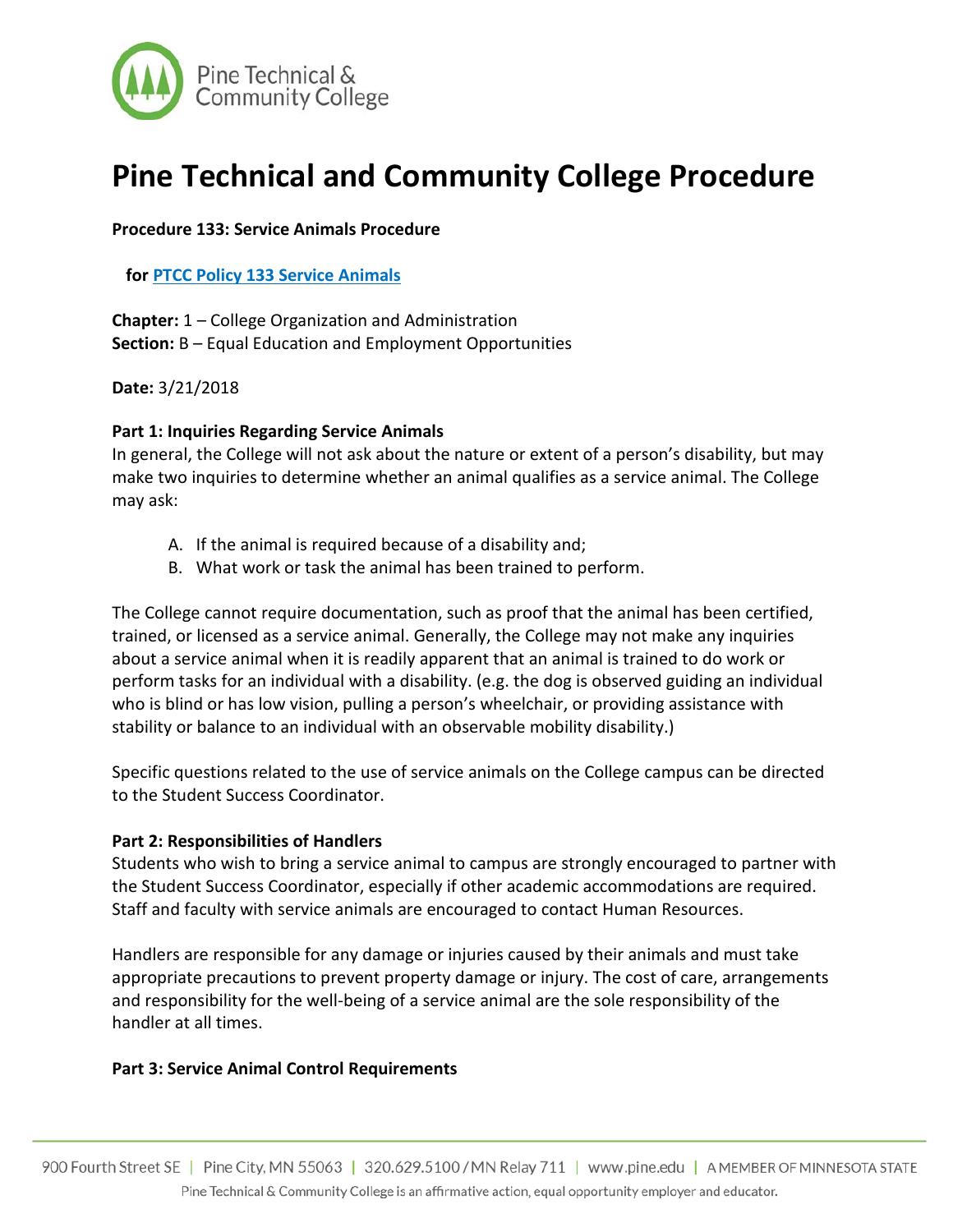# Pine Technical and Community College Procedure

**Procedure 133: Service Animals Procedure**

**for [PTCC Policy 133 Service Animals]**

**Chapter:** 1 – College Organization and Administration
**Section:** B – Equal Education and Employment Opportunities

**Date:** 3/21/2018

**Part 1: Inquiries Regarding Service Animals**

In general, the College will not ask about the nature or extent of a person's disability, but may make two inquiries to determine whether an animal qualifies as a service animal. The College may ask:

A. If the animal is required because of a disability and;
B. What work or task the animal has been trained to perform.

The College cannot require documentation, such as proof that the animal has been certified, trained, or licensed as a service animal. Generally, the College may not make any inquiries about a service animal when it is readily apparent that an animal is trained to do work or perform tasks for an individual with a disability. (e.g. the dog is observed guiding an individual who is blind or has low vision, pulling a person's wheelchair, or providing assistance with stability or balance to an individual with an observable mobility disability.)

Specific questions related to the use of service animals on the College campus can be directed to the Student Success Coordinator.

**Part 2: Responsibilities of Handlers**

Students who wish to bring a service animal to campus are strongly encouraged to partner with the Student Success Coordinator, especially if other academic accommodations are required. Staff and faculty with service animals are encouraged to contact Human Resources.

Handlers are responsible for any damage or injuries caused by their animals and must take appropriate precautions to prevent property damage or injury. The cost of care, arrangements and responsibility for the well-being of a service animal are the sole responsibility of the handler at all times.

**Part 3: Service Animal Control Requirements**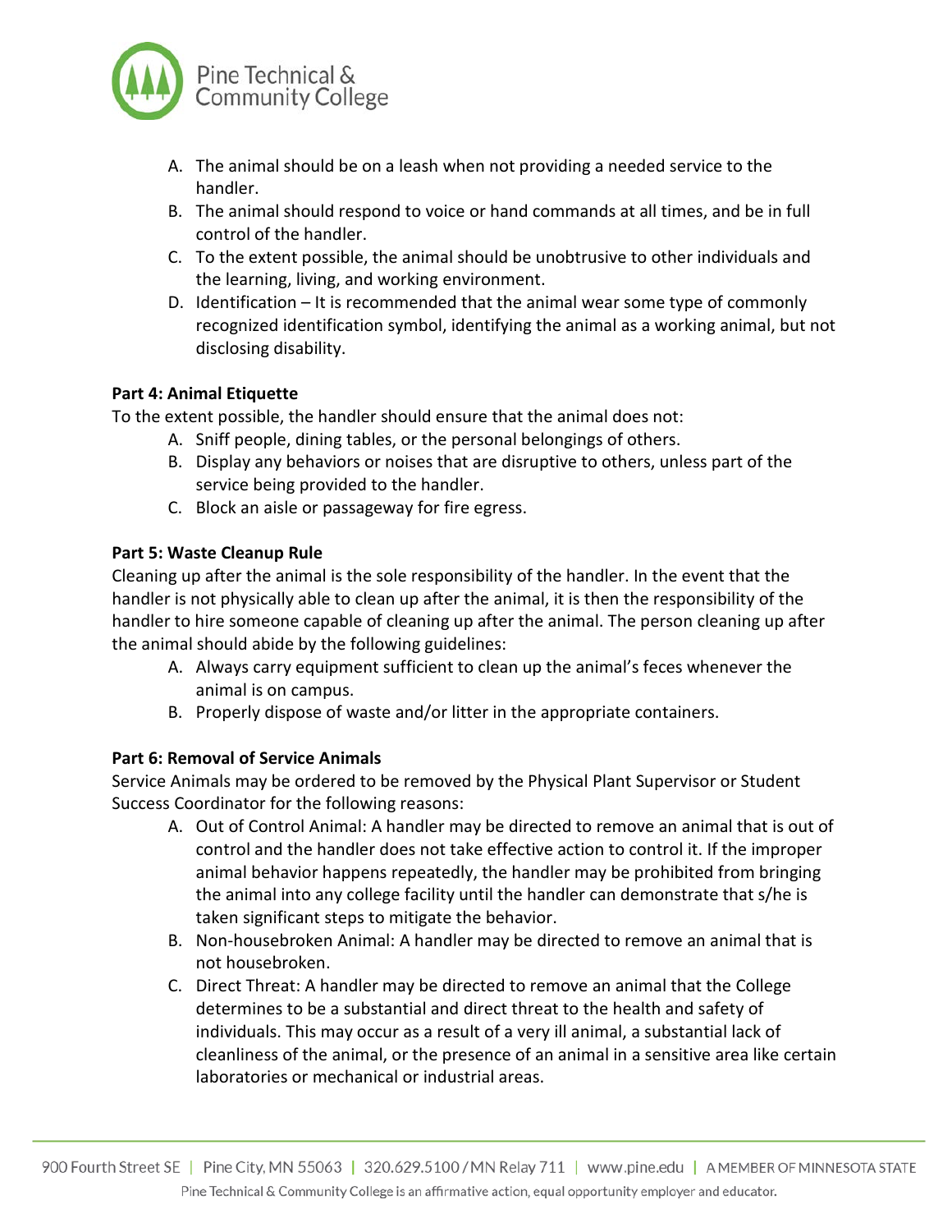A. The animal should be on a leash when not providing a needed service to the handler.
B. The animal should respond to voice or hand commands at all times, and be in full control of the handler.
C. To the extent possible, the animal should be unobtrusive to other individuals and the learning, living, and working environment.
D. Identification – It is recommended that the animal wear some type of commonly recognized identification symbol, identifying the animal as a working animal, but not disclosing disability.

**Part 4: Animal Etiquette**

To the extent possible, the handler should ensure that the animal does not:

A. Sniff people, dining tables, or the personal belongings of others.
B. Display any behaviors or noises that are disruptive to others, unless part of the service being provided to the handler.
C. Block an aisle or passageway for fire egress.

**Part 5: Waste Cleanup Rule**

Cleaning up after the animal is the sole responsibility of the handler. In the event that the handler is not physically able to clean up after the animal, it is then the responsibility of the handler to hire someone capable of cleaning up after the animal. The person cleaning up after the animal should abide by the following guidelines:

A. Always carry equipment sufficient to clean up the animal's feces whenever the animal is on campus.
B. Properly dispose of waste and/or litter in the appropriate containers.

**Part 6: Removal of Service Animals**

Service Animals may be ordered to be removed by the Physical Plant Supervisor or Student Success Coordinator for the following reasons:

A. Out of Control Animal: A handler may be directed to remove an animal that is out of control and the handler does not take effective action to control it. If the improper animal behavior happens repeatedly, the handler may be prohibited from bringing the animal into any college facility until the handler can demonstrate that s/he is taken significant steps to mitigate the behavior.
B. Non-housebroken Animal: A handler may be directed to remove an animal that is not housebroken.
C. Direct Threat: A handler may be directed to remove an animal that the College determines to be a substantial and direct threat to the health and safety of individuals. This may occur as a result of a very ill animal, a substantial lack of cleanliness of the animal, or the presence of an animal in a sensitive area like certain laboratories or mechanical or industrial areas.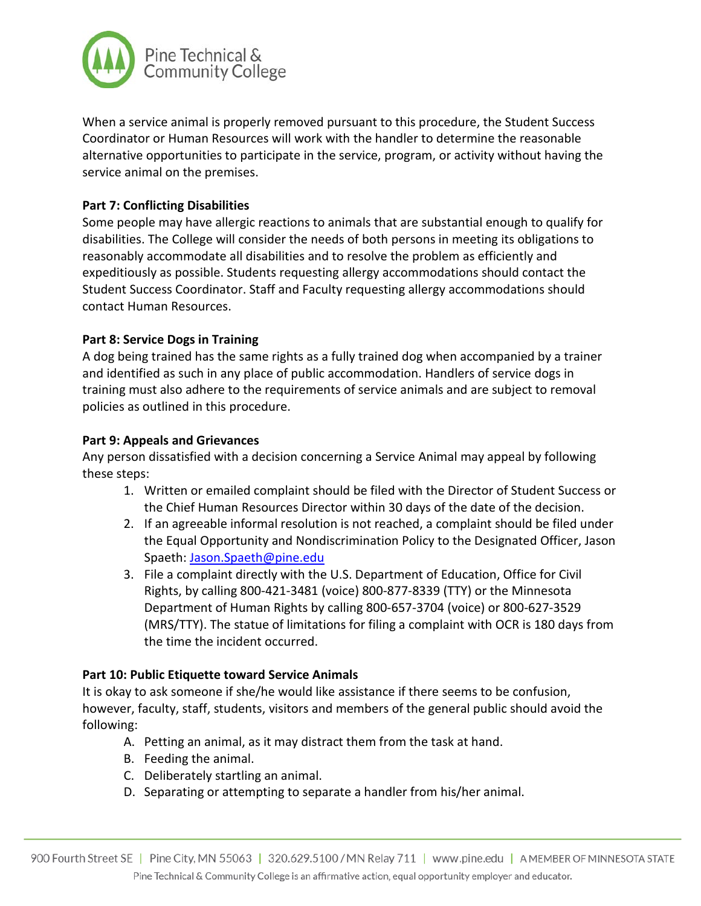When a service animal is properly removed pursuant to this procedure, the Student Success Coordinator or Human Resources will work with the handler to determine the reasonable alternative opportunities to participate in the service, program, or activity without having the service animal on the premises.

**Part 7: Conflicting Disabilities**

Some people may have allergic reactions to animals that are substantial enough to qualify for disabilities. The College will consider the needs of both persons in meeting its obligations to reasonably accommodate all disabilities and to resolve the problem as efficiently and expeditiously as possible. Students requesting allergy accommodations should contact the Student Success Coordinator. Staff and Faculty requesting allergy accommodations should contact Human Resources.

**Part 8: Service Dogs in Training**

A dog being trained has the same rights as a fully trained dog when accompanied by a trainer and identified as such in any place of public accommodation. Handlers of service dogs in training must also adhere to the requirements of service animals and are subject to removal policies as outlined in this procedure.

**Part 9: Appeals and Grievances**

Any person dissatisfied with a decision concerning a Service Animal may appeal by following these steps:

1. Written or emailed complaint should be filed with the Director of Student Success or the Chief Human Resources Director within 30 days of the date of the decision.
2. If an agreeable informal resolution is not reached, a complaint should be filed under the Equal Opportunity and Nondiscrimination Policy to the Designated Officer, Jason Spaeth: [Jason.Spaeth@pine.edu](mailto:Jason.Spaeth@pine.edu)
3. File a complaint directly with the U.S. Department of Education, Office for Civil Rights, by calling 800-421-3481 (voice) 800-877-8339 (TTY) or the Minnesota Department of Human Rights by calling 800-657-3704 (voice) or 800-627-3529 (MRS/TTY). The statue of limitations for filing a complaint with OCR is 180 days from the time the incident occurred.

**Part 10: Public Etiquette toward Service Animals**

It is okay to ask someone if she/he would like assistance if there seems to be confusion, however, faculty, staff, students, visitors and members of the general public should avoid the following:

A. Petting an animal, as it may distract them from the task at hand.
B. Feeding the animal.
C. Deliberately startling an animal.
D. Separating or attempting to separate a handler from his/her animal.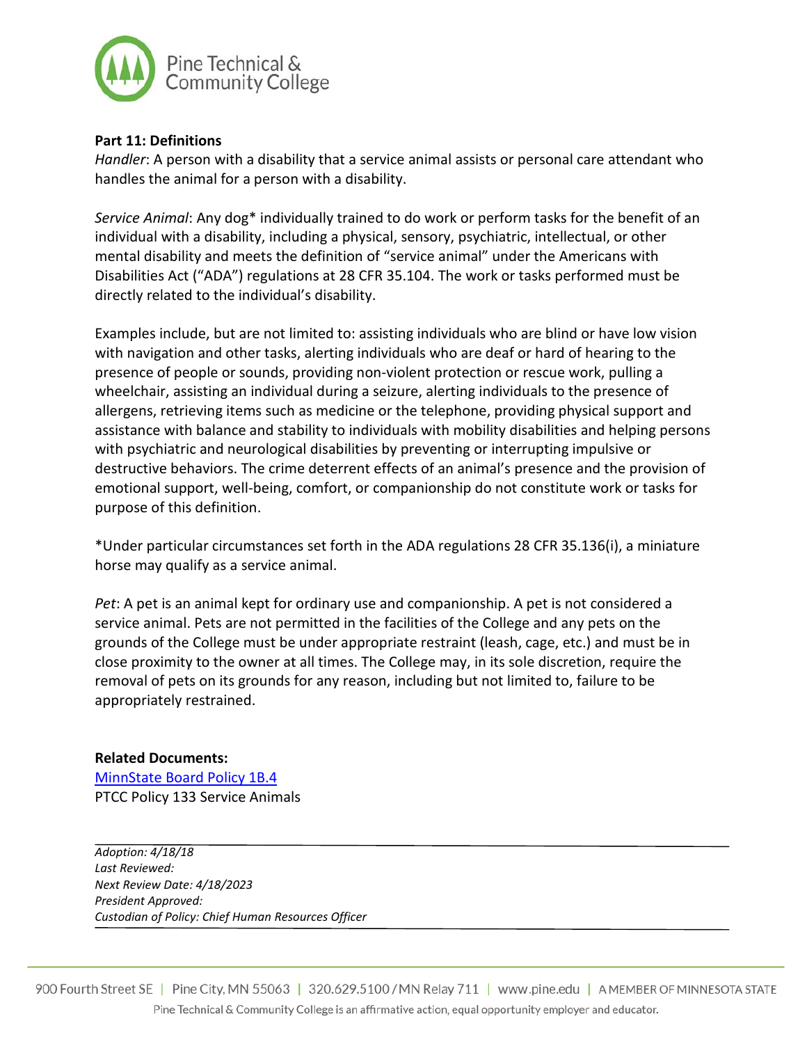**Part 11: Definitions**

*Handler*: A person with a disability that a service animal assists or personal care attendant who handles the animal for a person with a disability.

*Service Animal*: Any dog* individually trained to do work or perform tasks for the benefit of an individual with a disability, including a physical, sensory, psychiatric, intellectual, or other mental disability and meets the definition of "service animal" under the Americans with Disabilities Act ("ADA") regulations at 28 CFR 35.104. The work or tasks performed must be directly related to the individual's disability.

Examples include, but are not limited to: assisting individuals who are blind or have low vision with navigation and other tasks, alerting individuals who are deaf or hard of hearing to the presence of people or sounds, providing non-violent protection or rescue work, pulling a wheelchair, assisting an individual during a seizure, alerting individuals to the presence of allergens, retrieving items such as medicine or the telephone, providing physical support and assistance with balance and stability to individuals with mobility disabilities and helping persons with psychiatric and neurological disabilities by preventing or interrupting impulsive or destructive behaviors. The crime deterrent effects of an animal's presence and the provision of emotional support, well-being, comfort, or companionship do not constitute work or tasks for purpose of this definition.

*Under particular circumstances set forth in the ADA regulations 28 CFR 35.136(i), a miniature horse may qualify as a service animal.

*Pet*: A pet is an animal kept for ordinary use and companionship. A pet is not considered a service animal. Pets are not permitted in the facilities of the College and any pets on the grounds of the College must be under appropriate restraint (leash, cage, etc.) and must be in close proximity to the owner at all times. The College may, in its sole discretion, require the removal of pets on its grounds for any reason, including but not limited to, failure to be appropriately restrained.

**Related Documents:**

MinnState Board Policy 1B.4

PTCC Policy 133 Service Animals

---

*Adoption: 4/18/18*
*Last Reviewed:*
*Next Review Date: 4/18/2023*
*President Approved:*
*Custodian of Policy: Chief Human Resources Officer*

---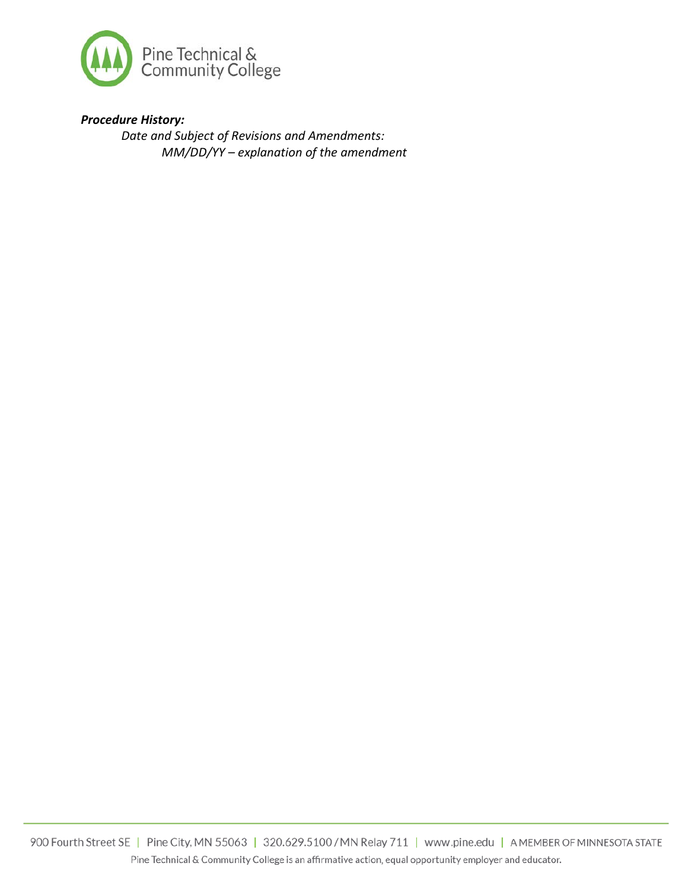***Procedure History:***

*Date and Subject of Revisions and Amendments:*

*MM/DD/YY – explanation of the amendment*